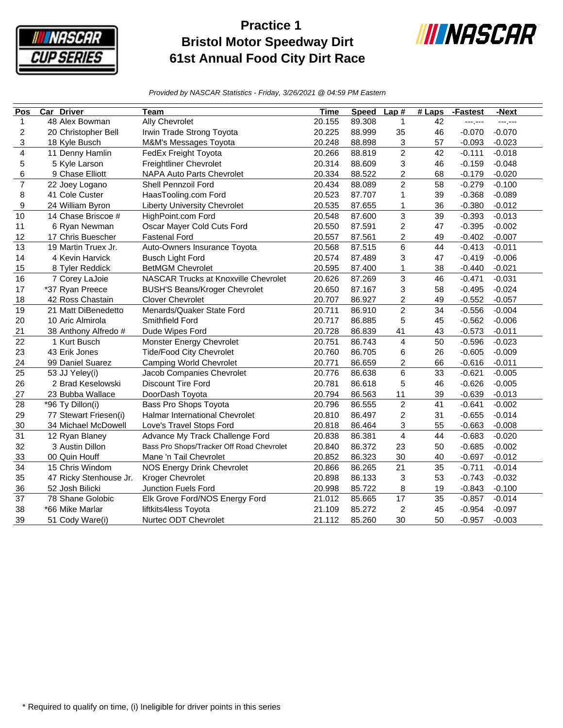# Practice 1
# Bristol Motor Speedway Dirt
# 61st Annual Food City Dirt Race

*Provided by NASCAR Statistics - Friday, 3/26/2021 @ 04:59 PM Eastern*

| Pos | Car | Driver | Team | Time | Speed | Lap # | # Laps | -Fastest | -Next |
|---|---|---|---|---|---|---|---|---|---|
| 1 | 48 | Alex Bowman | Ally Chevrolet | 20.155 | 89.308 | 1 | 42 | ---.--- | ---.--- |
| 2 | 20 | Christopher Bell | Irwin Trade Strong Toyota | 20.225 | 88.999 | 35 | 46 | -0.070 | -0.070 |
| 3 | 18 | Kyle Busch | M&M's Messages Toyota | 20.248 | 88.898 | 3 | 57 | -0.093 | -0.023 |
| 4 | 11 | Denny Hamlin | FedEx Freight Toyota | 20.266 | 88.819 | 2 | 42 | -0.111 | -0.018 |
| 5 | 5 | Kyle Larson | Freightliner Chevrolet | 20.314 | 88.609 | 3 | 46 | -0.159 | -0.048 |
| 6 | 9 | Chase Elliott | NAPA Auto Parts Chevrolet | 20.334 | 88.522 | 2 | 68 | -0.179 | -0.020 |
| 7 | 22 | Joey Logano | Shell Pennzoil Ford | 20.434 | 88.089 | 2 | 58 | -0.279 | -0.100 |
| 8 | 41 | Cole Custer | HaasTooling.com Ford | 20.523 | 87.707 | 1 | 39 | -0.368 | -0.089 |
| 9 | 24 | William Byron | Liberty University Chevrolet | 20.535 | 87.655 | 1 | 36 | -0.380 | -0.012 |
| 10 | 14 | Chase Briscoe # | HighPoint.com Ford | 20.548 | 87.600 | 3 | 39 | -0.393 | -0.013 |
| 11 | 6 | Ryan Newman | Oscar Mayer Cold Cuts Ford | 20.550 | 87.591 | 2 | 47 | -0.395 | -0.002 |
| 12 | 17 | Chris Buescher | Fastenal Ford | 20.557 | 87.561 | 2 | 49 | -0.402 | -0.007 |
| 13 | 19 | Martin Truex Jr. | Auto-Owners Insurance Toyota | 20.568 | 87.515 | 6 | 44 | -0.413 | -0.011 |
| 14 | 4 | Kevin Harvick | Busch Light Ford | 20.574 | 87.489 | 3 | 47 | -0.419 | -0.006 |
| 15 | 8 | Tyler Reddick | BetMGM Chevrolet | 20.595 | 87.400 | 1 | 38 | -0.440 | -0.021 |
| 16 | 7 | Corey LaJoie | NASCAR Trucks at Knoxville Chevrolet | 20.626 | 87.269 | 3 | 46 | -0.471 | -0.031 |
| 17 | *37 | Ryan Preece | BUSH'S Beans/Kroger Chevrolet | 20.650 | 87.167 | 3 | 58 | -0.495 | -0.024 |
| 18 | 42 | Ross Chastain | Clover Chevrolet | 20.707 | 86.927 | 2 | 49 | -0.552 | -0.057 |
| 19 | 21 | Matt DiBenedetto | Menards/Quaker State Ford | 20.711 | 86.910 | 2 | 34 | -0.556 | -0.004 |
| 20 | 10 | Aric Almirola | Smithfield Ford | 20.717 | 86.885 | 5 | 45 | -0.562 | -0.006 |
| 21 | 38 | Anthony Alfredo # | Dude Wipes Ford | 20.728 | 86.839 | 41 | 43 | -0.573 | -0.011 |
| 22 | 1 | Kurt Busch | Monster Energy Chevrolet | 20.751 | 86.743 | 4 | 50 | -0.596 | -0.023 |
| 23 | 43 | Erik Jones | Tide/Food City Chevrolet | 20.760 | 86.705 | 6 | 26 | -0.605 | -0.009 |
| 24 | 99 | Daniel Suarez | Camping World Chevrolet | 20.771 | 86.659 | 2 | 66 | -0.616 | -0.011 |
| 25 | 53 | JJ Yeley(i) | Jacob Companies Chevrolet | 20.776 | 86.638 | 6 | 33 | -0.621 | -0.005 |
| 26 | 2 | Brad Keselowski | Discount Tire Ford | 20.781 | 86.618 | 5 | 46 | -0.626 | -0.005 |
| 27 | 23 | Bubba Wallace | DoorDash Toyota | 20.794 | 86.563 | 11 | 39 | -0.639 | -0.013 |
| 28 | *96 | Ty Dillon(i) | Bass Pro Shops Toyota | 20.796 | 86.555 | 2 | 41 | -0.641 | -0.002 |
| 29 | 77 | Stewart Friesen(i) | Halmar International Chevrolet | 20.810 | 86.497 | 2 | 31 | -0.655 | -0.014 |
| 30 | 34 | Michael McDowell | Love's Travel Stops Ford | 20.818 | 86.464 | 3 | 55 | -0.663 | -0.008 |
| 31 | 12 | Ryan Blaney | Advance My Track Challenge Ford | 20.838 | 86.381 | 4 | 44 | -0.683 | -0.020 |
| 32 | 3 | Austin Dillon | Bass Pro Shops/Tracker Off Road Chevrolet | 20.840 | 86.372 | 23 | 50 | -0.685 | -0.002 |
| 33 | 00 | Quin Houff | Mane 'n Tail Chevrolet | 20.852 | 86.323 | 30 | 40 | -0.697 | -0.012 |
| 34 | 15 | Chris Windom | NOS Energy Drink Chevrolet | 20.866 | 86.265 | 21 | 35 | -0.711 | -0.014 |
| 35 | 47 | Ricky Stenhouse Jr. | Kroger Chevrolet | 20.898 | 86.133 | 3 | 53 | -0.743 | -0.032 |
| 36 | 52 | Josh Bilicki | Junction Fuels Ford | 20.998 | 85.722 | 8 | 19 | -0.843 | -0.100 |
| 37 | 78 | Shane Golobic | Elk Grove Ford/NOS Energy Ford | 21.012 | 85.665 | 17 | 35 | -0.857 | -0.014 |
| 38 | *66 | Mike Marlar | liftkits4less Toyota | 21.109 | 85.272 | 2 | 45 | -0.954 | -0.097 |
| 39 | 51 | Cody Ware(i) | Nurtec ODT Chevrolet | 21.112 | 85.260 | 30 | 50 | -0.957 | -0.003 |

\* Required to qualify on time, (i) Ineligible for driver points in this series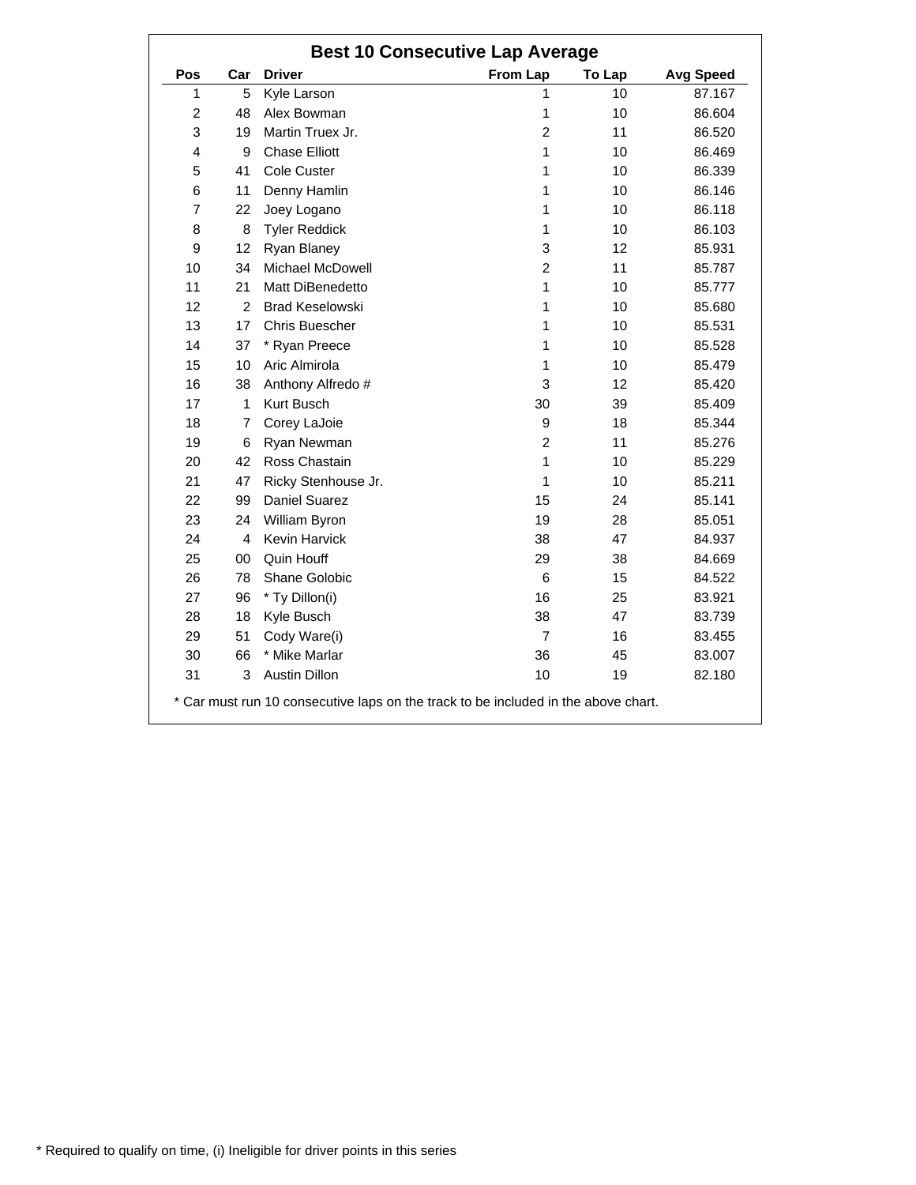## Best 10 Consecutive Lap Average

| Pos | Car | Driver | From Lap | To Lap | Avg Speed |
|---|---|---|---|---|---|
| 1 | 5 | Kyle Larson | 1 | 10 | 87.167 |
| 2 | 48 | Alex Bowman | 1 | 10 | 86.604 |
| 3 | 19 | Martin Truex Jr. | 2 | 11 | 86.520 |
| 4 | 9 | Chase Elliott | 1 | 10 | 86.469 |
| 5 | 41 | Cole Custer | 1 | 10 | 86.339 |
| 6 | 11 | Denny Hamlin | 1 | 10 | 86.146 |
| 7 | 22 | Joey Logano | 1 | 10 | 86.118 |
| 8 | 8 | Tyler Reddick | 1 | 10 | 86.103 |
| 9 | 12 | Ryan Blaney | 3 | 12 | 85.931 |
| 10 | 34 | Michael McDowell | 2 | 11 | 85.787 |
| 11 | 21 | Matt DiBenedetto | 1 | 10 | 85.777 |
| 12 | 2 | Brad Keselowski | 1 | 10 | 85.680 |
| 13 | 17 | Chris Buescher | 1 | 10 | 85.531 |
| 14 | 37 | * Ryan Preece | 1 | 10 | 85.528 |
| 15 | 10 | Aric Almirola | 1 | 10 | 85.479 |
| 16 | 38 | Anthony Alfredo # | 3 | 12 | 85.420 |
| 17 | 1 | Kurt Busch | 30 | 39 | 85.409 |
| 18 | 7 | Corey LaJoie | 9 | 18 | 85.344 |
| 19 | 6 | Ryan Newman | 2 | 11 | 85.276 |
| 20 | 42 | Ross Chastain | 1 | 10 | 85.229 |
| 21 | 47 | Ricky Stenhouse Jr. | 1 | 10 | 85.211 |
| 22 | 99 | Daniel Suarez | 15 | 24 | 85.141 |
| 23 | 24 | William Byron | 19 | 28 | 85.051 |
| 24 | 4 | Kevin Harvick | 38 | 47 | 84.937 |
| 25 | 00 | Quin Houff | 29 | 38 | 84.669 |
| 26 | 78 | Shane Golobic | 6 | 15 | 84.522 |
| 27 | 96 | * Ty Dillon(i) | 16 | 25 | 83.921 |
| 28 | 18 | Kyle Busch | 38 | 47 | 83.739 |
| 29 | 51 | Cody Ware(i) | 7 | 16 | 83.455 |
| 30 | 66 | * Mike Marlar | 36 | 45 | 83.007 |
| 31 | 3 | Austin Dillon | 10 | 19 | 82.180 |

* Car must run 10 consecutive laps on the track to be included in the above chart.

* Required to qualify on time, (i) Ineligible for driver points in this series